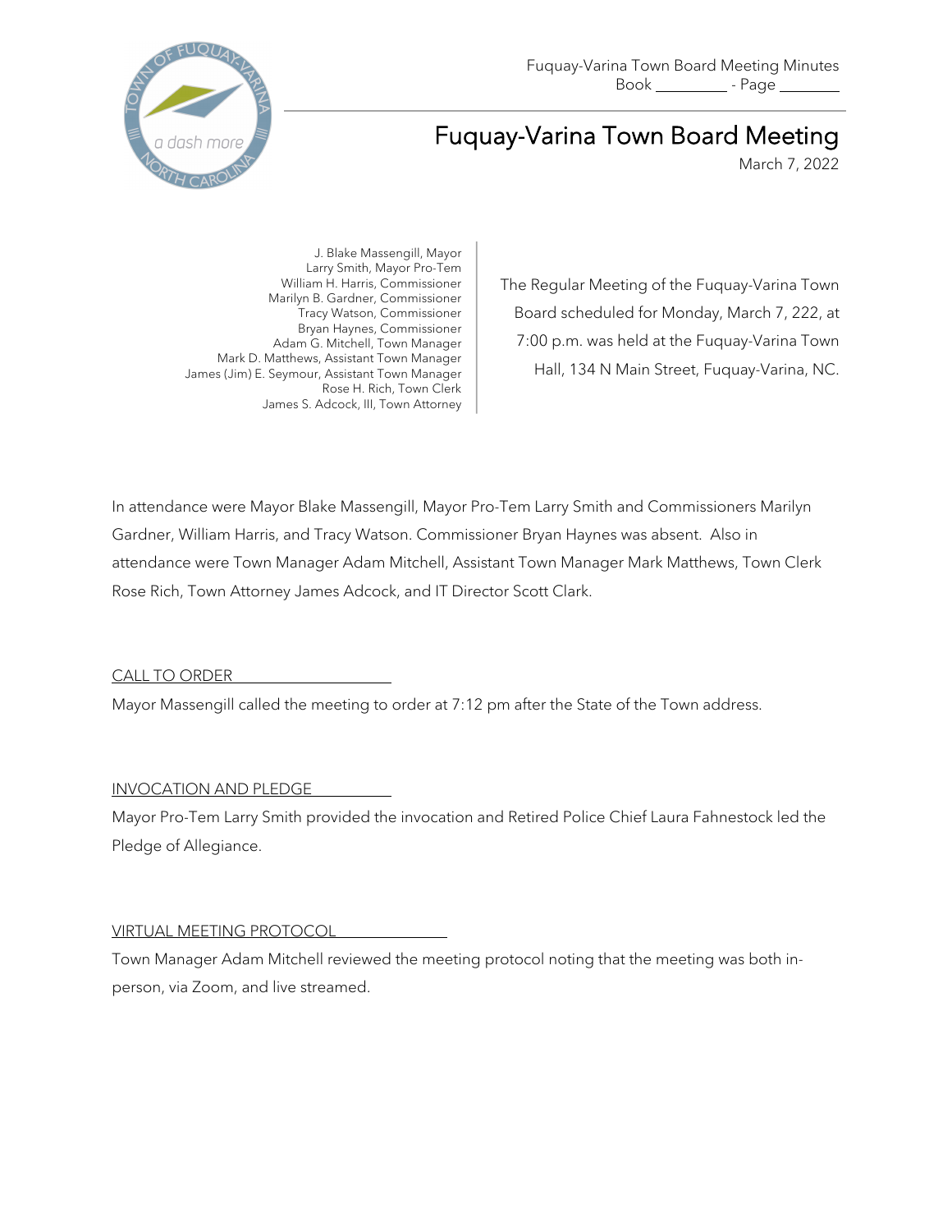Fuquay-Varina Town Board Meeting Minutes
Book _________ - Page ________

# Fuquay-Varina Town Board Meeting

March 7, 2022

J. Blake Massengill, Mayor
Larry Smith, Mayor Pro-Tem
William H. Harris, Commissioner
Marilyn B. Gardner, Commissioner
Tracy Watson, Commissioner
Bryan Haynes, Commissioner
Adam G. Mitchell, Town Manager
Mark D. Matthews, Assistant Town Manager
James (Jim) E. Seymour, Assistant Town Manager
Rose H. Rich, Town Clerk
James S. Adcock, III, Town Attorney

The Regular Meeting of the Fuquay-Varina Town Board scheduled for Monday, March 7, 222, at 7:00 p.m. was held at the Fuquay-Varina Town Hall, 134 N Main Street, Fuquay-Varina, NC.

In attendance were Mayor Blake Massengill, Mayor Pro-Tem Larry Smith and Commissioners Marilyn Gardner, William Harris, and Tracy Watson. Commissioner Bryan Haynes was absent. Also in attendance were Town Manager Adam Mitchell, Assistant Town Manager Mark Matthews, Town Clerk Rose Rich, Town Attorney James Adcock, and IT Director Scott Clark.

## CALL TO ORDER

Mayor Massengill called the meeting to order at 7:12 pm after the State of the Town address.

## INVOCATION AND PLEDGE

Mayor Pro-Tem Larry Smith provided the invocation and Retired Police Chief Laura Fahnestock led the Pledge of Allegiance.

## VIRTUAL MEETING PROTOCOL

Town Manager Adam Mitchell reviewed the meeting protocol noting that the meeting was both in-person, via Zoom, and live streamed.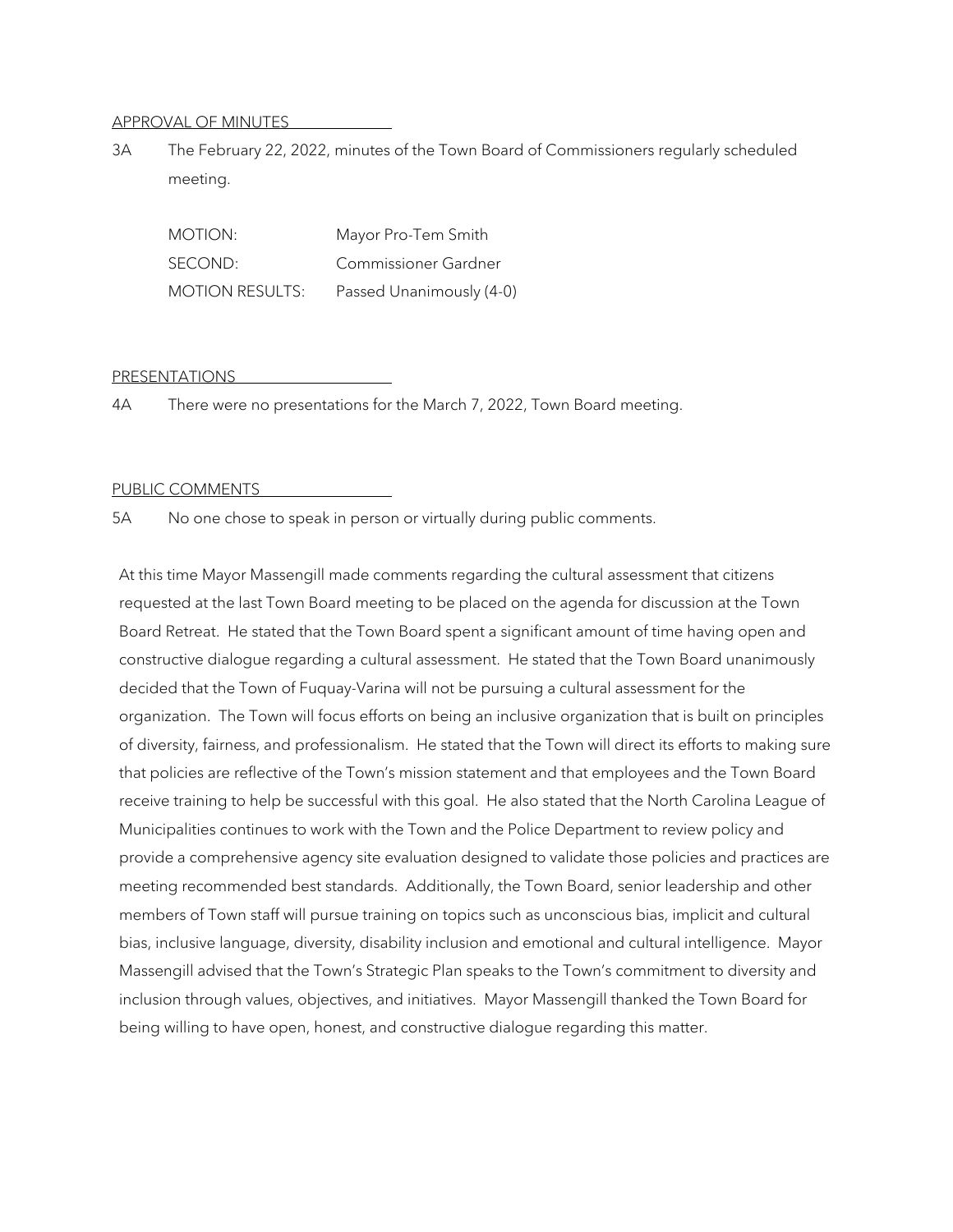APPROVAL OF MINUTES

3A The February 22, 2022, minutes of the Town Board of Commissioners regularly scheduled meeting.

| | |
|---|---|
| MOTION: | Mayor Pro-Tem Smith |
| SECOND: | Commissioner Gardner |
| MOTION RESULTS: | Passed Unanimously (4-0) |

PRESENTATIONS

4A There were no presentations for the March 7, 2022, Town Board meeting.

PUBLIC COMMENTS

5A No one chose to speak in person or virtually during public comments.

At this time Mayor Massengill made comments regarding the cultural assessment that citizens requested at the last Town Board meeting to be placed on the agenda for discussion at the Town Board Retreat. He stated that the Town Board spent a significant amount of time having open and constructive dialogue regarding a cultural assessment. He stated that the Town Board unanimously decided that the Town of Fuquay-Varina will not be pursuing a cultural assessment for the organization. The Town will focus efforts on being an inclusive organization that is built on principles of diversity, fairness, and professionalism. He stated that the Town will direct its efforts to making sure that policies are reflective of the Town's mission statement and that employees and the Town Board receive training to help be successful with this goal. He also stated that the North Carolina League of Municipalities continues to work with the Town and the Police Department to review policy and provide a comprehensive agency site evaluation designed to validate those policies and practices are meeting recommended best standards. Additionally, the Town Board, senior leadership and other members of Town staff will pursue training on topics such as unconscious bias, implicit and cultural bias, inclusive language, diversity, disability inclusion and emotional and cultural intelligence. Mayor Massengill advised that the Town's Strategic Plan speaks to the Town's commitment to diversity and inclusion through values, objectives, and initiatives. Mayor Massengill thanked the Town Board for being willing to have open, honest, and constructive dialogue regarding this matter.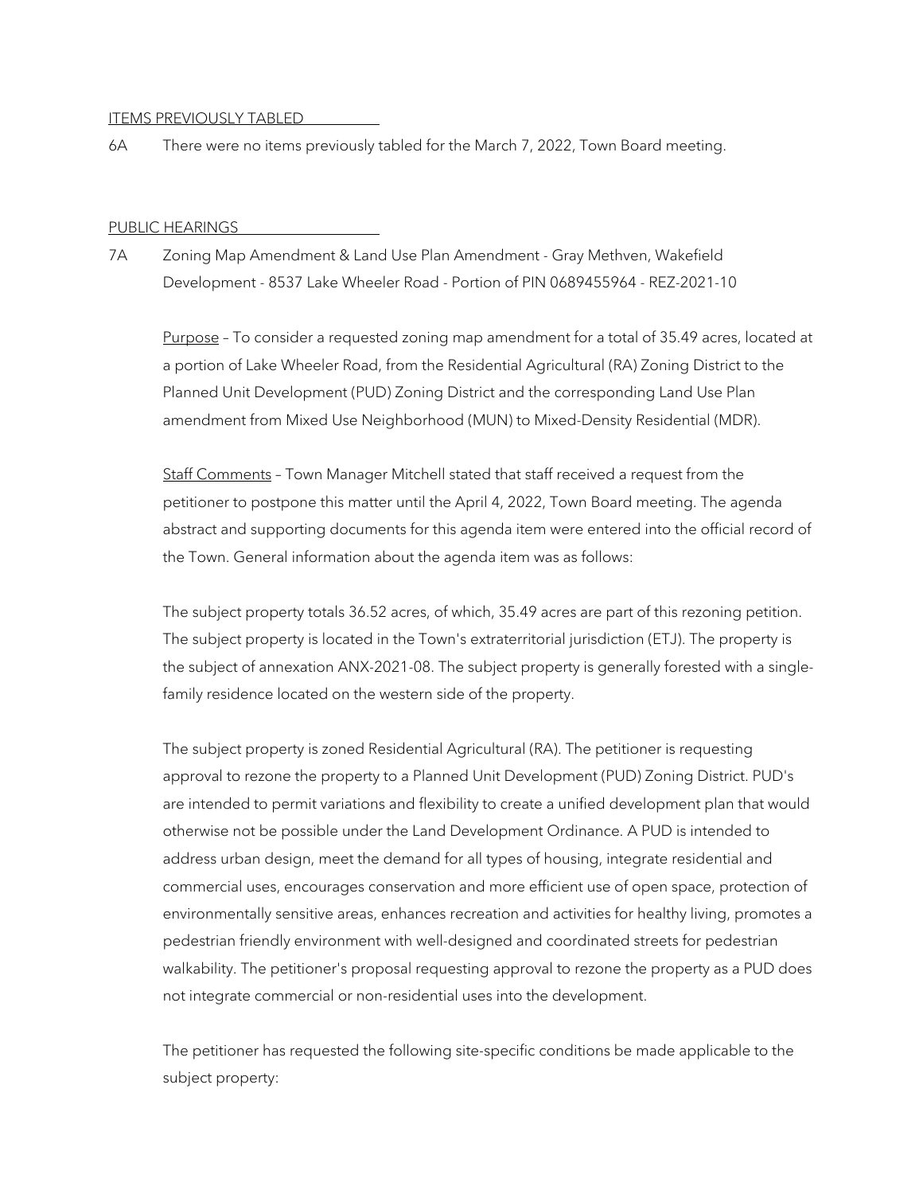ITEMS PREVIOUSLY TABLED

6A There were no items previously tabled for the March 7, 2022, Town Board meeting.

PUBLIC HEARINGS

7A Zoning Map Amendment & Land Use Plan Amendment - Gray Methven, Wakefield Development - 8537 Lake Wheeler Road - Portion of PIN 0689455964 - REZ-2021-10

Purpose – To consider a requested zoning map amendment for a total of 35.49 acres, located at a portion of Lake Wheeler Road, from the Residential Agricultural (RA) Zoning District to the Planned Unit Development (PUD) Zoning District and the corresponding Land Use Plan amendment from Mixed Use Neighborhood (MUN) to Mixed-Density Residential (MDR).

Staff Comments – Town Manager Mitchell stated that staff received a request from the petitioner to postpone this matter until the April 4, 2022, Town Board meeting. The agenda abstract and supporting documents for this agenda item were entered into the official record of the Town. General information about the agenda item was as follows:

The subject property totals 36.52 acres, of which, 35.49 acres are part of this rezoning petition. The subject property is located in the Town's extraterritorial jurisdiction (ETJ). The property is the subject of annexation ANX-2021-08. The subject property is generally forested with a single-family residence located on the western side of the property.

The subject property is zoned Residential Agricultural (RA). The petitioner is requesting approval to rezone the property to a Planned Unit Development (PUD) Zoning District. PUD's are intended to permit variations and flexibility to create a unified development plan that would otherwise not be possible under the Land Development Ordinance. A PUD is intended to address urban design, meet the demand for all types of housing, integrate residential and commercial uses, encourages conservation and more efficient use of open space, protection of environmentally sensitive areas, enhances recreation and activities for healthy living, promotes a pedestrian friendly environment with well-designed and coordinated streets for pedestrian walkability. The petitioner's proposal requesting approval to rezone the property as a PUD does not integrate commercial or non-residential uses into the development.

The petitioner has requested the following site-specific conditions be made applicable to the subject property: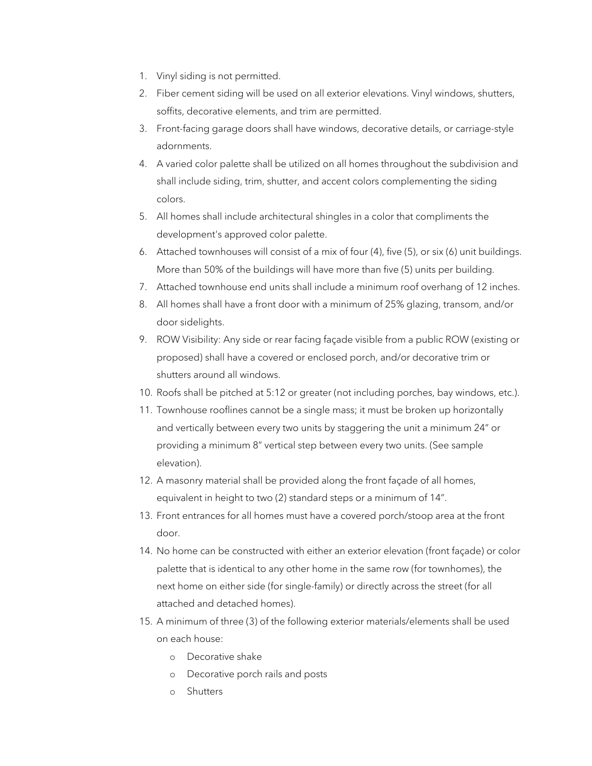1. Vinyl siding is not permitted.
2. Fiber cement siding will be used on all exterior elevations. Vinyl windows, shutters, soffits, decorative elements, and trim are permitted.
3. Front-facing garage doors shall have windows, decorative details, or carriage-style adornments.
4. A varied color palette shall be utilized on all homes throughout the subdivision and shall include siding, trim, shutter, and accent colors complementing the siding colors.
5. All homes shall include architectural shingles in a color that compliments the development's approved color palette.
6. Attached townhouses will consist of a mix of four (4), five (5), or six (6) unit buildings. More than 50% of the buildings will have more than five (5) units per building.
7. Attached townhouse end units shall include a minimum roof overhang of 12 inches.
8. All homes shall have a front door with a minimum of 25% glazing, transom, and/or door sidelights.
9. ROW Visibility: Any side or rear facing façade visible from a public ROW (existing or proposed) shall have a covered or enclosed porch, and/or decorative trim or shutters around all windows.
10. Roofs shall be pitched at 5:12 or greater (not including porches, bay windows, etc.).
11. Townhouse rooflines cannot be a single mass; it must be broken up horizontally and vertically between every two units by staggering the unit a minimum 24" or providing a minimum 8" vertical step between every two units. (See sample elevation).
12. A masonry material shall be provided along the front façade of all homes, equivalent in height to two (2) standard steps or a minimum of 14".
13. Front entrances for all homes must have a covered porch/stoop area at the front door.
14. No home can be constructed with either an exterior elevation (front façade) or color palette that is identical to any other home in the same row (for townhomes), the next home on either side (for single-family) or directly across the street (for all attached and detached homes).
15. A minimum of three (3) of the following exterior materials/elements shall be used on each house:
    - Decorative shake
    - Decorative porch rails and posts
    - Shutters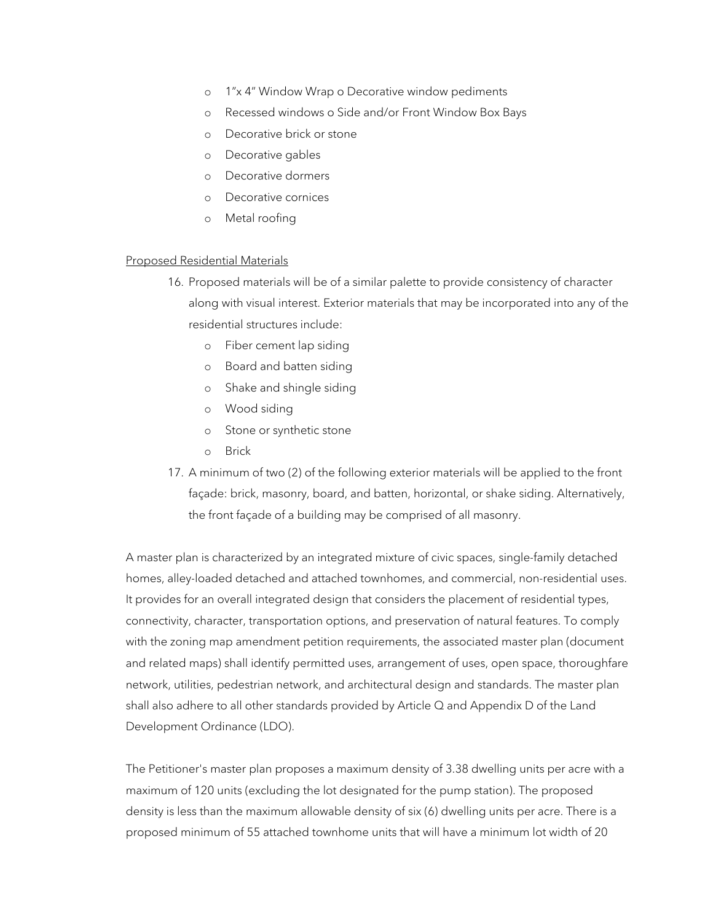- 1"x 4" Window Wrap o Decorative window pediments
- Recessed windows o Side and/or Front Window Box Bays
- Decorative brick or stone
- Decorative gables
- Decorative dormers
- Decorative cornices
- Metal roofing

Proposed Residential Materials

16. Proposed materials will be of a similar palette to provide consistency of character along with visual interest. Exterior materials that may be incorporated into any of the residential structures include:
    - Fiber cement lap siding
    - Board and batten siding
    - Shake and shingle siding
    - Wood siding
    - Stone or synthetic stone
    - Brick
17. A minimum of two (2) of the following exterior materials will be applied to the front façade: brick, masonry, board, and batten, horizontal, or shake siding. Alternatively, the front façade of a building may be comprised of all masonry.

A master plan is characterized by an integrated mixture of civic spaces, single-family detached homes, alley-loaded detached and attached townhomes, and commercial, non-residential uses. It provides for an overall integrated design that considers the placement of residential types, connectivity, character, transportation options, and preservation of natural features. To comply with the zoning map amendment petition requirements, the associated master plan (document and related maps) shall identify permitted uses, arrangement of uses, open space, thoroughfare network, utilities, pedestrian network, and architectural design and standards. The master plan shall also adhere to all other standards provided by Article Q and Appendix D of the Land Development Ordinance (LDO).

The Petitioner's master plan proposes a maximum density of 3.38 dwelling units per acre with a maximum of 120 units (excluding the lot designated for the pump station). The proposed density is less than the maximum allowable density of six (6) dwelling units per acre. There is a proposed minimum of 55 attached townhome units that will have a minimum lot width of 20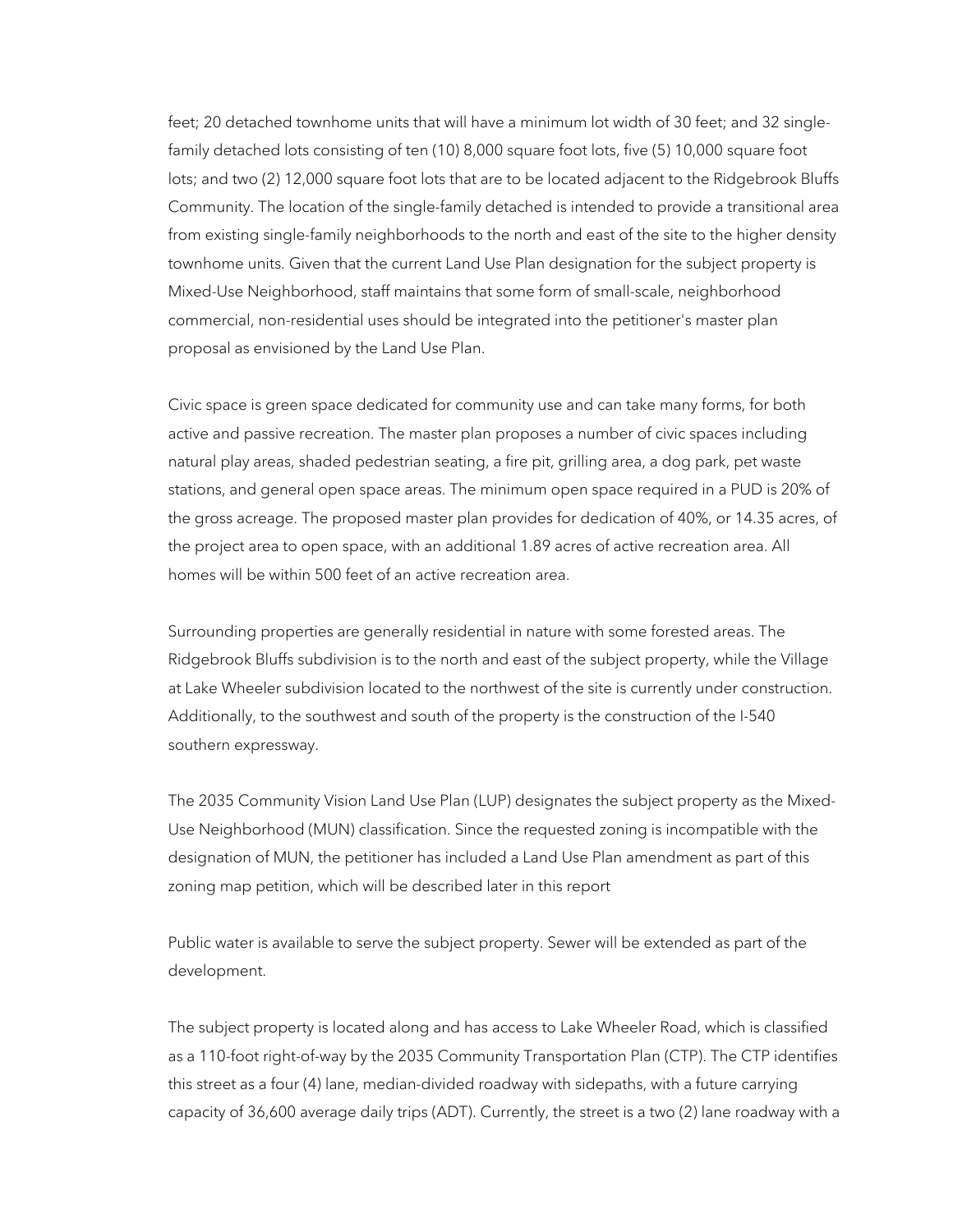feet; 20 detached townhome units that will have a minimum lot width of 30 feet; and 32 single-family detached lots consisting of ten (10) 8,000 square foot lots, five (5) 10,000 square foot lots; and two (2) 12,000 square foot lots that are to be located adjacent to the Ridgebrook Bluffs Community. The location of the single-family detached is intended to provide a transitional area from existing single-family neighborhoods to the north and east of the site to the higher density townhome units. Given that the current Land Use Plan designation for the subject property is Mixed-Use Neighborhood, staff maintains that some form of small-scale, neighborhood commercial, non-residential uses should be integrated into the petitioner's master plan proposal as envisioned by the Land Use Plan.

Civic space is green space dedicated for community use and can take many forms, for both active and passive recreation. The master plan proposes a number of civic spaces including natural play areas, shaded pedestrian seating, a fire pit, grilling area, a dog park, pet waste stations, and general open space areas. The minimum open space required in a PUD is 20% of the gross acreage. The proposed master plan provides for dedication of 40%, or 14.35 acres, of the project area to open space, with an additional 1.89 acres of active recreation area. All homes will be within 500 feet of an active recreation area.

Surrounding properties are generally residential in nature with some forested areas. The Ridgebrook Bluffs subdivision is to the north and east of the subject property, while the Village at Lake Wheeler subdivision located to the northwest of the site is currently under construction. Additionally, to the southwest and south of the property is the construction of the I-540 southern expressway.

The 2035 Community Vision Land Use Plan (LUP) designates the subject property as the Mixed-Use Neighborhood (MUN) classification. Since the requested zoning is incompatible with the designation of MUN, the petitioner has included a Land Use Plan amendment as part of this zoning map petition, which will be described later in this report

Public water is available to serve the subject property. Sewer will be extended as part of the development.

The subject property is located along and has access to Lake Wheeler Road, which is classified as a 110-foot right-of-way by the 2035 Community Transportation Plan (CTP). The CTP identifies this street as a four (4) lane, median-divided roadway with sidepaths, with a future carrying capacity of 36,600 average daily trips (ADT). Currently, the street is a two (2) lane roadway with a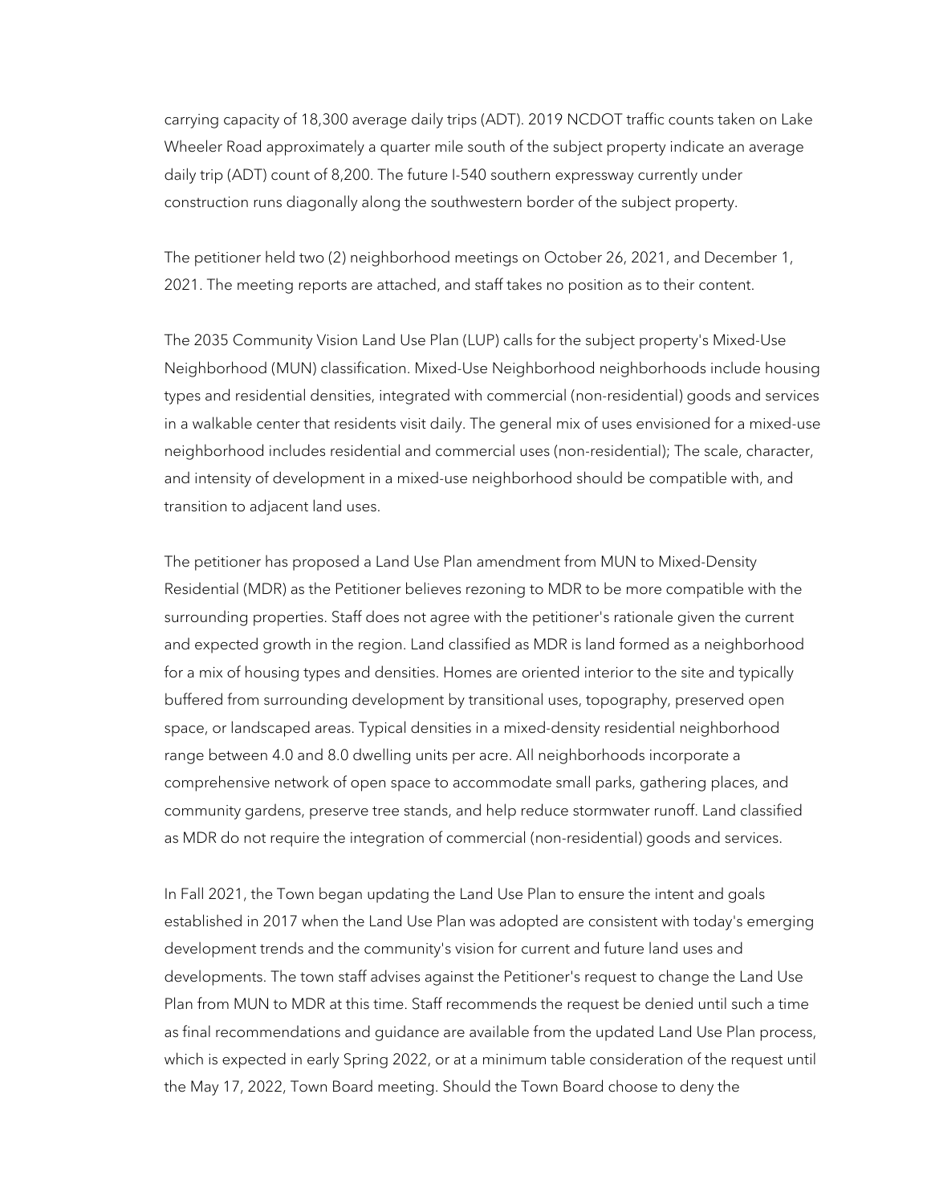carrying capacity of 18,300 average daily trips (ADT). 2019 NCDOT traffic counts taken on Lake Wheeler Road approximately a quarter mile south of the subject property indicate an average daily trip (ADT) count of 8,200. The future I-540 southern expressway currently under construction runs diagonally along the southwestern border of the subject property.

The petitioner held two (2) neighborhood meetings on October 26, 2021, and December 1, 2021. The meeting reports are attached, and staff takes no position as to their content.

The 2035 Community Vision Land Use Plan (LUP) calls for the subject property's Mixed-Use Neighborhood (MUN) classification. Mixed-Use Neighborhood neighborhoods include housing types and residential densities, integrated with commercial (non-residential) goods and services in a walkable center that residents visit daily. The general mix of uses envisioned for a mixed-use neighborhood includes residential and commercial uses (non-residential); The scale, character, and intensity of development in a mixed-use neighborhood should be compatible with, and transition to adjacent land uses.

The petitioner has proposed a Land Use Plan amendment from MUN to Mixed-Density Residential (MDR) as the Petitioner believes rezoning to MDR to be more compatible with the surrounding properties. Staff does not agree with the petitioner's rationale given the current and expected growth in the region. Land classified as MDR is land formed as a neighborhood for a mix of housing types and densities. Homes are oriented interior to the site and typically buffered from surrounding development by transitional uses, topography, preserved open space, or landscaped areas. Typical densities in a mixed-density residential neighborhood range between 4.0 and 8.0 dwelling units per acre. All neighborhoods incorporate a comprehensive network of open space to accommodate small parks, gathering places, and community gardens, preserve tree stands, and help reduce stormwater runoff. Land classified as MDR do not require the integration of commercial (non-residential) goods and services.

In Fall 2021, the Town began updating the Land Use Plan to ensure the intent and goals established in 2017 when the Land Use Plan was adopted are consistent with today's emerging development trends and the community's vision for current and future land uses and developments. The town staff advises against the Petitioner's request to change the Land Use Plan from MUN to MDR at this time. Staff recommends the request be denied until such a time as final recommendations and guidance are available from the updated Land Use Plan process, which is expected in early Spring 2022, or at a minimum table consideration of the request until the May 17, 2022, Town Board meeting. Should the Town Board choose to deny the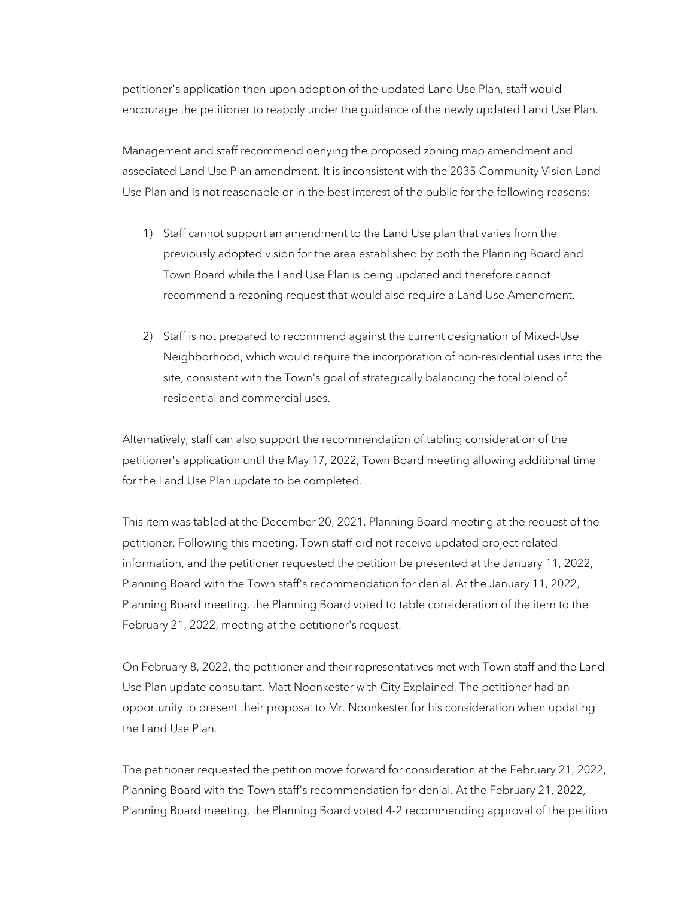petitioner's application then upon adoption of the updated Land Use Plan, staff would encourage the petitioner to reapply under the guidance of the newly updated Land Use Plan.

Management and staff recommend denying the proposed zoning map amendment and associated Land Use Plan amendment. It is inconsistent with the 2035 Community Vision Land Use Plan and is not reasonable or in the best interest of the public for the following reasons:

1) Staff cannot support an amendment to the Land Use plan that varies from the previously adopted vision for the area established by both the Planning Board and Town Board while the Land Use Plan is being updated and therefore cannot recommend a rezoning request that would also require a Land Use Amendment.

2) Staff is not prepared to recommend against the current designation of Mixed-Use Neighborhood, which would require the incorporation of non-residential uses into the site, consistent with the Town's goal of strategically balancing the total blend of residential and commercial uses.

Alternatively, staff can also support the recommendation of tabling consideration of the petitioner's application until the May 17, 2022, Town Board meeting allowing additional time for the Land Use Plan update to be completed.

This item was tabled at the December 20, 2021, Planning Board meeting at the request of the petitioner. Following this meeting, Town staff did not receive updated project-related information, and the petitioner requested the petition be presented at the January 11, 2022, Planning Board with the Town staff's recommendation for denial. At the January 11, 2022, Planning Board meeting, the Planning Board voted to table consideration of the item to the February 21, 2022, meeting at the petitioner's request.

On February 8, 2022, the petitioner and their representatives met with Town staff and the Land Use Plan update consultant, Matt Noonkester with City Explained. The petitioner had an opportunity to present their proposal to Mr. Noonkester for his consideration when updating the Land Use Plan.

The petitioner requested the petition move forward for consideration at the February 21, 2022, Planning Board with the Town staff's recommendation for denial. At the February 21, 2022, Planning Board meeting, the Planning Board voted 4-2 recommending approval of the petition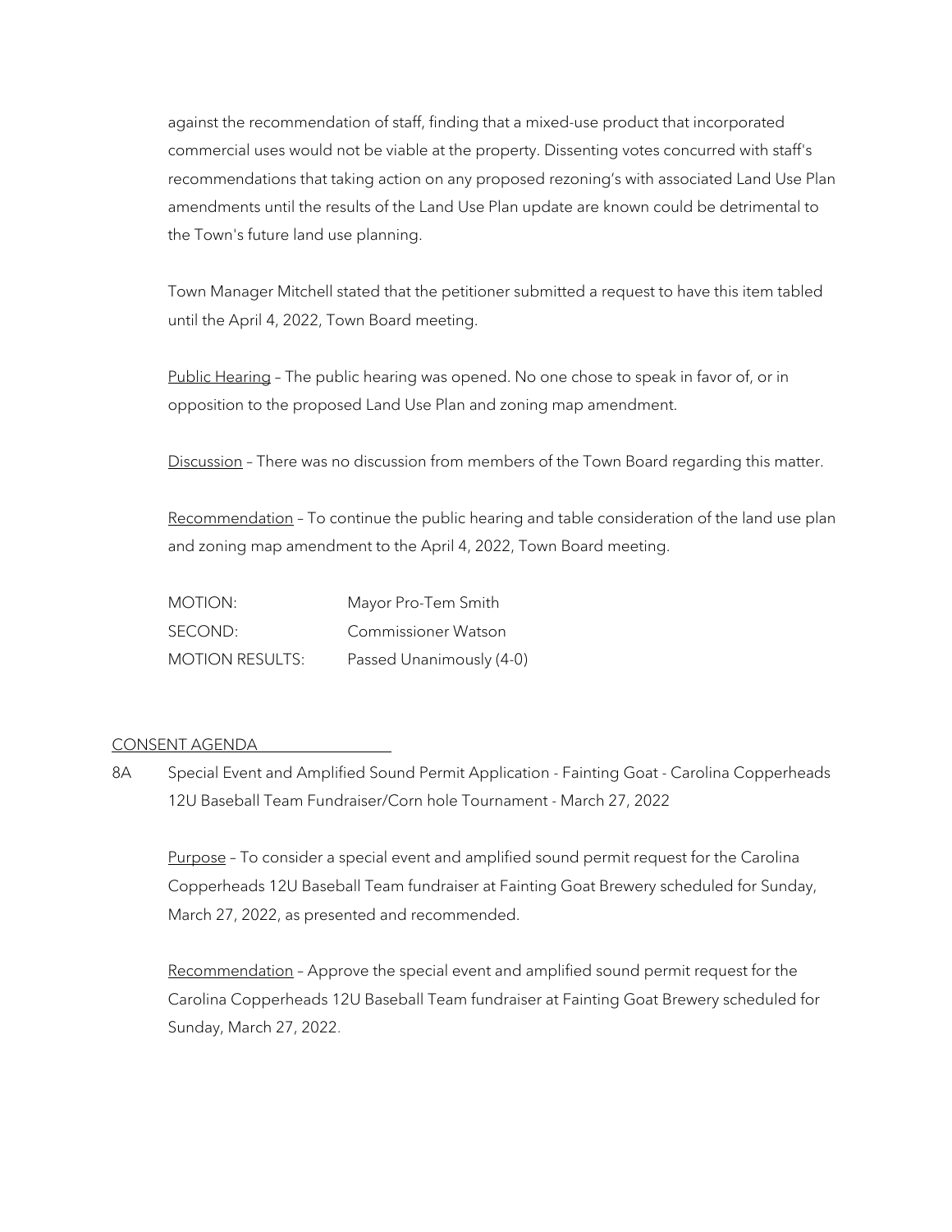against the recommendation of staff, finding that a mixed-use product that incorporated commercial uses would not be viable at the property. Dissenting votes concurred with staff's recommendations that taking action on any proposed rezoning's with associated Land Use Plan amendments until the results of the Land Use Plan update are known could be detrimental to the Town's future land use planning.

Town Manager Mitchell stated that the petitioner submitted a request to have this item tabled until the April 4, 2022, Town Board meeting.

Public Hearing – The public hearing was opened. No one chose to speak in favor of, or in opposition to the proposed Land Use Plan and zoning map amendment.

Discussion – There was no discussion from members of the Town Board regarding this matter.

Recommendation – To continue the public hearing and table consideration of the land use plan and zoning map amendment to the April 4, 2022, Town Board meeting.

| | |
|---|---|
| MOTION: | Mayor Pro-Tem Smith |
| SECOND: | Commissioner Watson |
| MOTION RESULTS: | Passed Unanimously (4-0) |

## CONSENT AGENDA

8A Special Event and Amplified Sound Permit Application - Fainting Goat - Carolina Copperheads 12U Baseball Team Fundraiser/Corn hole Tournament - March 27, 2022

Purpose – To consider a special event and amplified sound permit request for the Carolina Copperheads 12U Baseball Team fundraiser at Fainting Goat Brewery scheduled for Sunday, March 27, 2022, as presented and recommended.

Recommendation – Approve the special event and amplified sound permit request for the Carolina Copperheads 12U Baseball Team fundraiser at Fainting Goat Brewery scheduled for Sunday, March 27, 2022.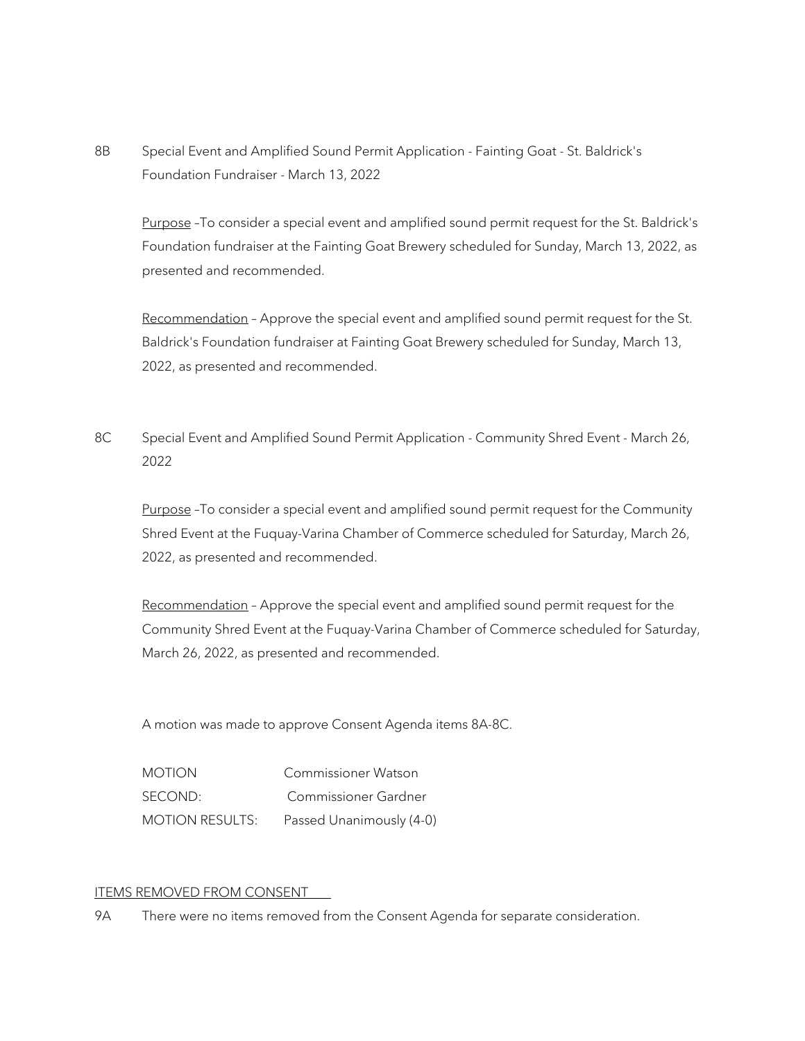8B Special Event and Amplified Sound Permit Application - Fainting Goat - St. Baldrick's Foundation Fundraiser - March 13, 2022

Purpose –To consider a special event and amplified sound permit request for the St. Baldrick's Foundation fundraiser at the Fainting Goat Brewery scheduled for Sunday, March 13, 2022, as presented and recommended.

Recommendation – Approve the special event and amplified sound permit request for the St. Baldrick's Foundation fundraiser at Fainting Goat Brewery scheduled for Sunday, March 13, 2022, as presented and recommended.

8C Special Event and Amplified Sound Permit Application - Community Shred Event - March 26, 2022

Purpose –To consider a special event and amplified sound permit request for the Community Shred Event at the Fuquay-Varina Chamber of Commerce scheduled for Saturday, March 26, 2022, as presented and recommended.

Recommendation – Approve the special event and amplified sound permit request for the Community Shred Event at the Fuquay-Varina Chamber of Commerce scheduled for Saturday, March 26, 2022, as presented and recommended.

A motion was made to approve Consent Agenda items 8A-8C.

MOTION Commissioner Watson
SECOND: Commissioner Gardner
MOTION RESULTS: Passed Unanimously (4-0)

ITEMS REMOVED FROM CONSENT

9A There were no items removed from the Consent Agenda for separate consideration.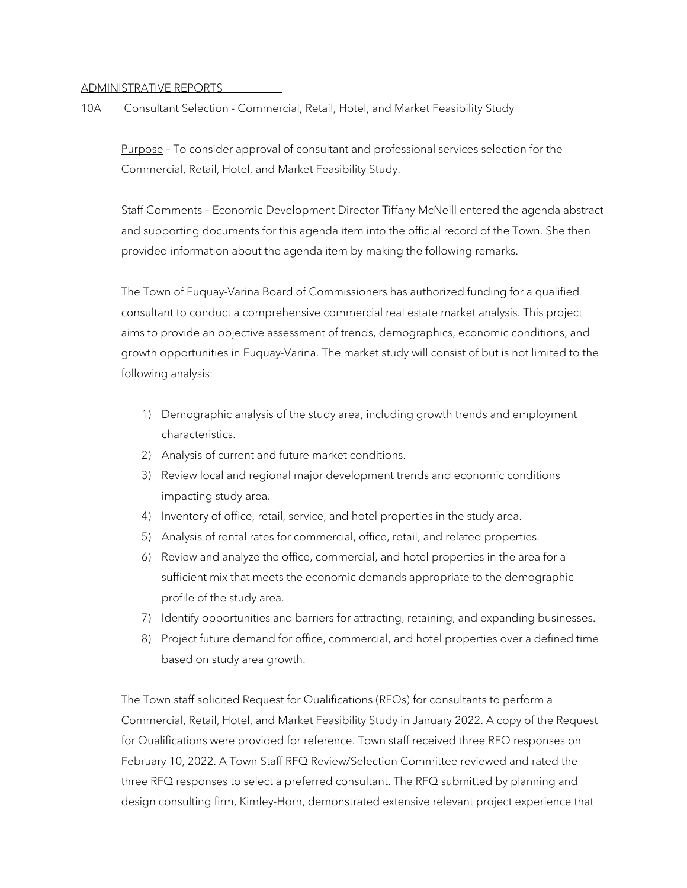<u>ADMINISTRATIVE REPORTS</u>

10A Consultant Selection - Commercial, Retail, Hotel, and Market Feasibility Study

<u>Purpose</u> – To consider approval of consultant and professional services selection for the Commercial, Retail, Hotel, and Market Feasibility Study.

<u>Staff Comments</u> – Economic Development Director Tiffany McNeill entered the agenda abstract and supporting documents for this agenda item into the official record of the Town. She then provided information about the agenda item by making the following remarks.

The Town of Fuquay-Varina Board of Commissioners has authorized funding for a qualified consultant to conduct a comprehensive commercial real estate market analysis. This project aims to provide an objective assessment of trends, demographics, economic conditions, and growth opportunities in Fuquay-Varina. The market study will consist of but is not limited to the following analysis:

1) Demographic analysis of the study area, including growth trends and employment characteristics.
2) Analysis of current and future market conditions.
3) Review local and regional major development trends and economic conditions impacting study area.
4) Inventory of office, retail, service, and hotel properties in the study area.
5) Analysis of rental rates for commercial, office, retail, and related properties.
6) Review and analyze the office, commercial, and hotel properties in the area for a sufficient mix that meets the economic demands appropriate to the demographic profile of the study area.
7) Identify opportunities and barriers for attracting, retaining, and expanding businesses.
8) Project future demand for office, commercial, and hotel properties over a defined time based on study area growth.

The Town staff solicited Request for Qualifications (RFQs) for consultants to perform a Commercial, Retail, Hotel, and Market Feasibility Study in January 2022. A copy of the Request for Qualifications were provided for reference. Town staff received three RFQ responses on February 10, 2022. A Town Staff RFQ Review/Selection Committee reviewed and rated the three RFQ responses to select a preferred consultant. The RFQ submitted by planning and design consulting firm, Kimley-Horn, demonstrated extensive relevant project experience that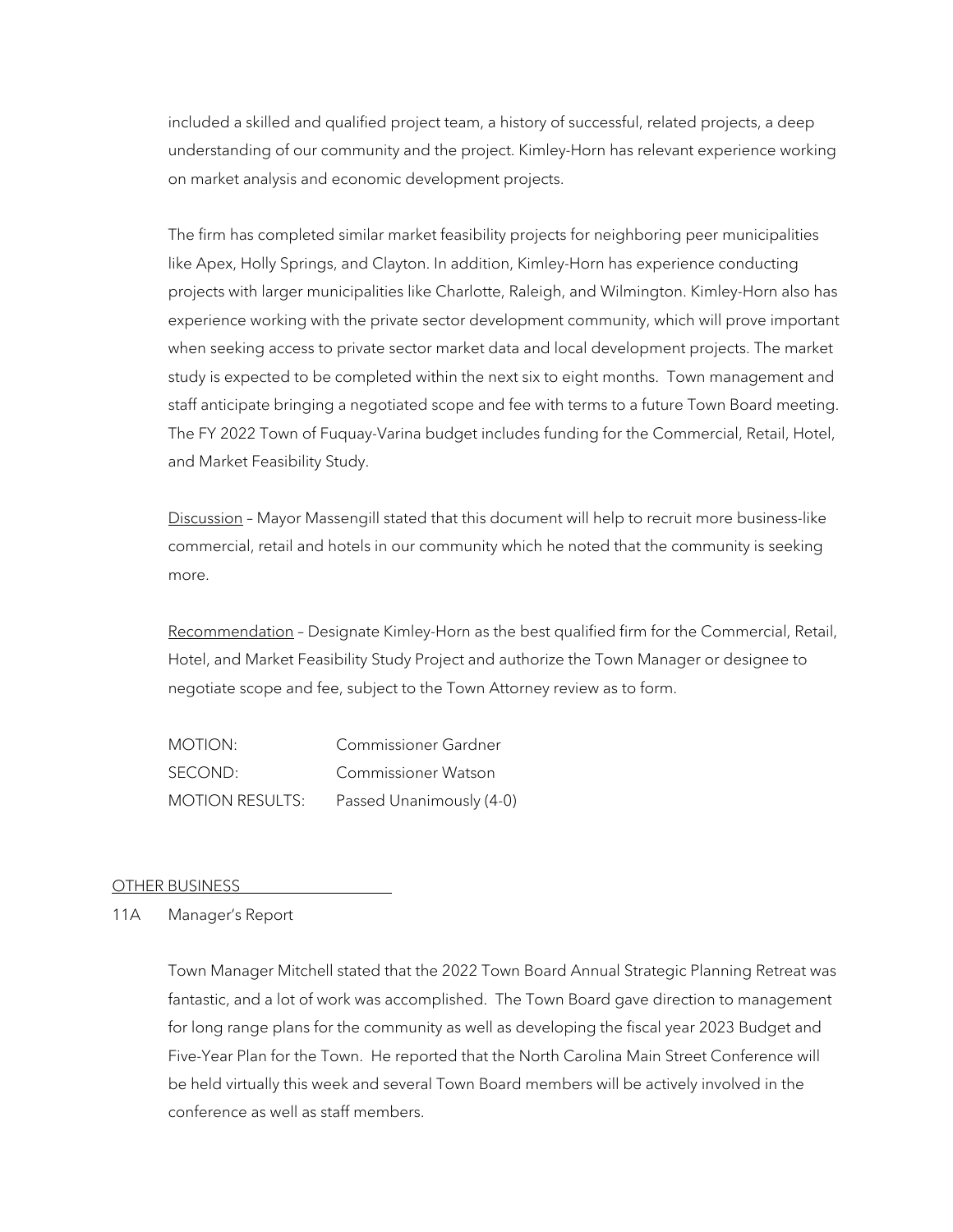included a skilled and qualified project team, a history of successful, related projects, a deep understanding of our community and the project. Kimley-Horn has relevant experience working on market analysis and economic development projects.

The firm has completed similar market feasibility projects for neighboring peer municipalities like Apex, Holly Springs, and Clayton. In addition, Kimley-Horn has experience conducting projects with larger municipalities like Charlotte, Raleigh, and Wilmington. Kimley-Horn also has experience working with the private sector development community, which will prove important when seeking access to private sector market data and local development projects. The market study is expected to be completed within the next six to eight months. Town management and staff anticipate bringing a negotiated scope and fee with terms to a future Town Board meeting. The FY 2022 Town of Fuquay-Varina budget includes funding for the Commercial, Retail, Hotel, and Market Feasibility Study.

Discussion – Mayor Massengill stated that this document will help to recruit more business-like commercial, retail and hotels in our community which he noted that the community is seeking more.

Recommendation – Designate Kimley-Horn as the best qualified firm for the Commercial, Retail, Hotel, and Market Feasibility Study Project and authorize the Town Manager or designee to negotiate scope and fee, subject to the Town Attorney review as to form.

MOTION: Commissioner Gardner
SECOND: Commissioner Watson
MOTION RESULTS: Passed Unanimously (4-0)

## OTHER BUSINESS

11A Manager's Report

Town Manager Mitchell stated that the 2022 Town Board Annual Strategic Planning Retreat was fantastic, and a lot of work was accomplished. The Town Board gave direction to management for long range plans for the community as well as developing the fiscal year 2023 Budget and Five-Year Plan for the Town. He reported that the North Carolina Main Street Conference will be held virtually this week and several Town Board members will be actively involved in the conference as well as staff members.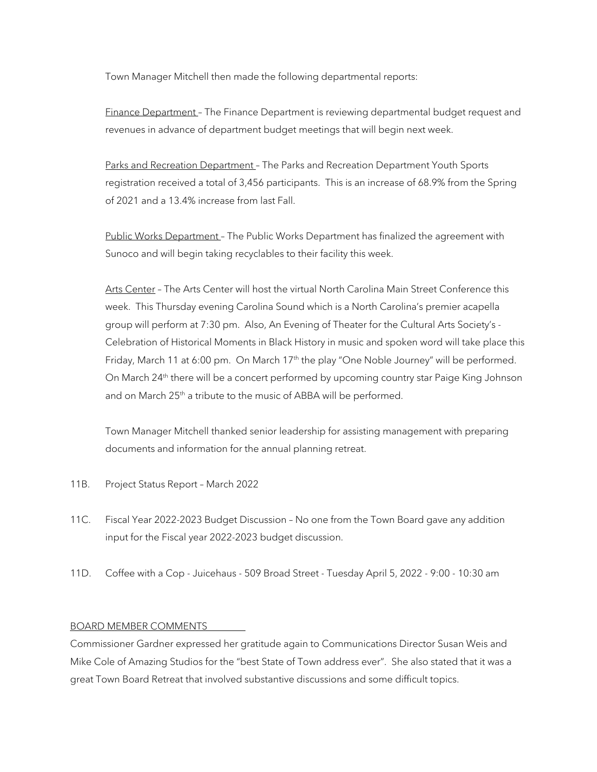Town Manager Mitchell then made the following departmental reports:

Finance Department – The Finance Department is reviewing departmental budget request and revenues in advance of department budget meetings that will begin next week.

Parks and Recreation Department – The Parks and Recreation Department Youth Sports registration received a total of 3,456 participants. This is an increase of 68.9% from the Spring of 2021 and a 13.4% increase from last Fall.

Public Works Department – The Public Works Department has finalized the agreement with Sunoco and will begin taking recyclables to their facility this week.

Arts Center – The Arts Center will host the virtual North Carolina Main Street Conference this week. This Thursday evening Carolina Sound which is a North Carolina's premier acapella group will perform at 7:30 pm. Also, An Evening of Theater for the Cultural Arts Society's - Celebration of Historical Moments in Black History in music and spoken word will take place this Friday, March 11 at 6:00 pm. On March 17th the play "One Noble Journey" will be performed. On March 24th there will be a concert performed by upcoming country star Paige King Johnson and on March 25th a tribute to the music of ABBA will be performed.

Town Manager Mitchell thanked senior leadership for assisting management with preparing documents and information for the annual planning retreat.

11B. Project Status Report – March 2022

11C. Fiscal Year 2022-2023 Budget Discussion – No one from the Town Board gave any addition input for the Fiscal year 2022-2023 budget discussion.

11D. Coffee with a Cop - Juicehaus - 509 Broad Street - Tuesday April 5, 2022 - 9:00 - 10:30 am

BOARD MEMBER COMMENTS

Commissioner Gardner expressed her gratitude again to Communications Director Susan Weis and Mike Cole of Amazing Studios for the "best State of Town address ever". She also stated that it was a great Town Board Retreat that involved substantive discussions and some difficult topics.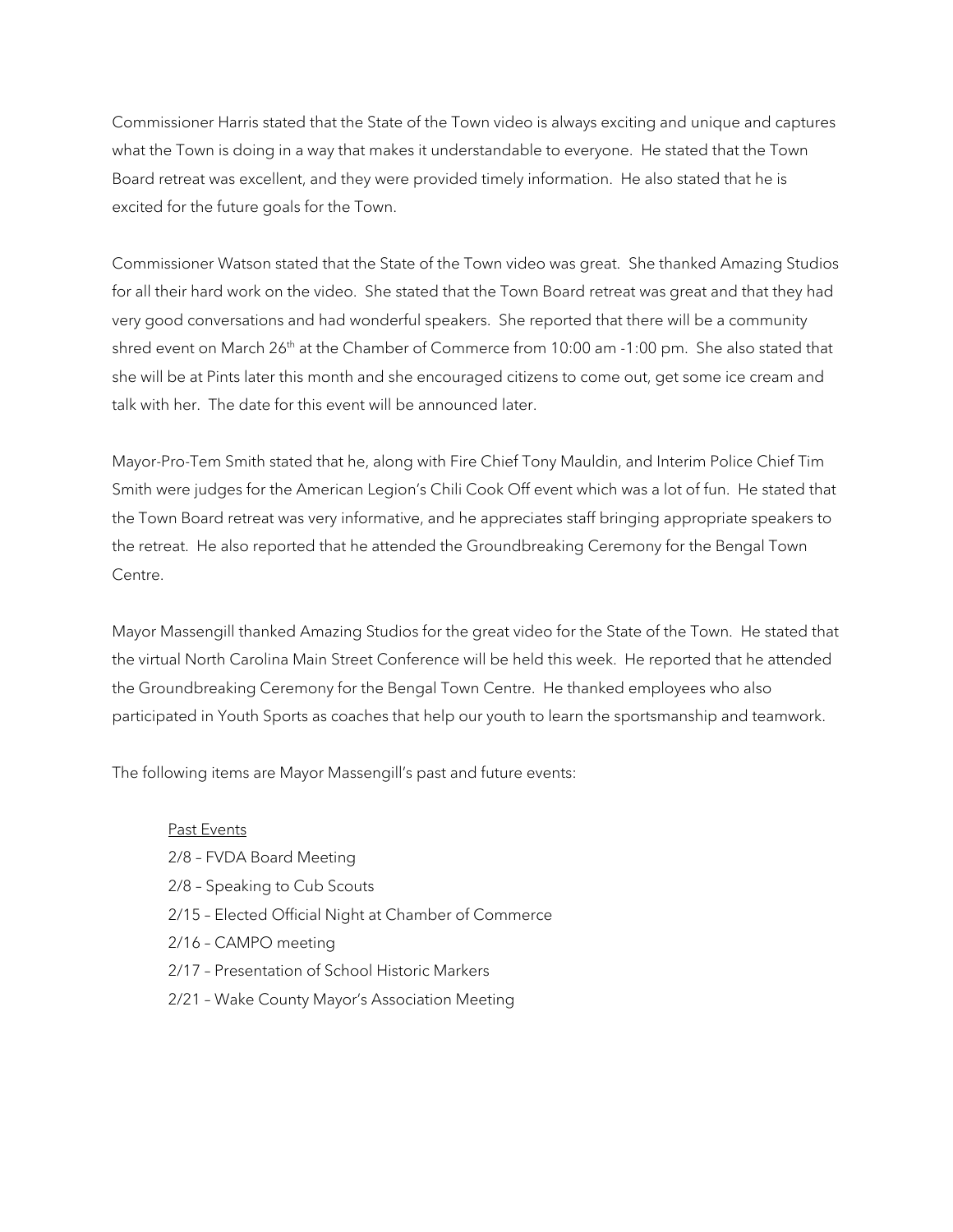Commissioner Harris stated that the State of the Town video is always exciting and unique and captures what the Town is doing in a way that makes it understandable to everyone. He stated that the Town Board retreat was excellent, and they were provided timely information. He also stated that he is excited for the future goals for the Town.

Commissioner Watson stated that the State of the Town video was great. She thanked Amazing Studios for all their hard work on the video. She stated that the Town Board retreat was great and that they had very good conversations and had wonderful speakers. She reported that there will be a community shred event on March 26th at the Chamber of Commerce from 10:00 am -1:00 pm. She also stated that she will be at Pints later this month and she encouraged citizens to come out, get some ice cream and talk with her. The date for this event will be announced later.

Mayor-Pro-Tem Smith stated that he, along with Fire Chief Tony Mauldin, and Interim Police Chief Tim Smith were judges for the American Legion's Chili Cook Off event which was a lot of fun. He stated that the Town Board retreat was very informative, and he appreciates staff bringing appropriate speakers to the retreat. He also reported that he attended the Groundbreaking Ceremony for the Bengal Town Centre.

Mayor Massengill thanked Amazing Studios for the great video for the State of the Town. He stated that the virtual North Carolina Main Street Conference will be held this week. He reported that he attended the Groundbreaking Ceremony for the Bengal Town Centre. He thanked employees who also participated in Youth Sports as coaches that help our youth to learn the sportsmanship and teamwork.

The following items are Mayor Massengill's past and future events:

<u>Past Events</u>

2/8 – FVDA Board Meeting
2/8 – Speaking to Cub Scouts
2/15 – Elected Official Night at Chamber of Commerce
2/16 – CAMPO meeting
2/17 – Presentation of School Historic Markers
2/21 – Wake County Mayor's Association Meeting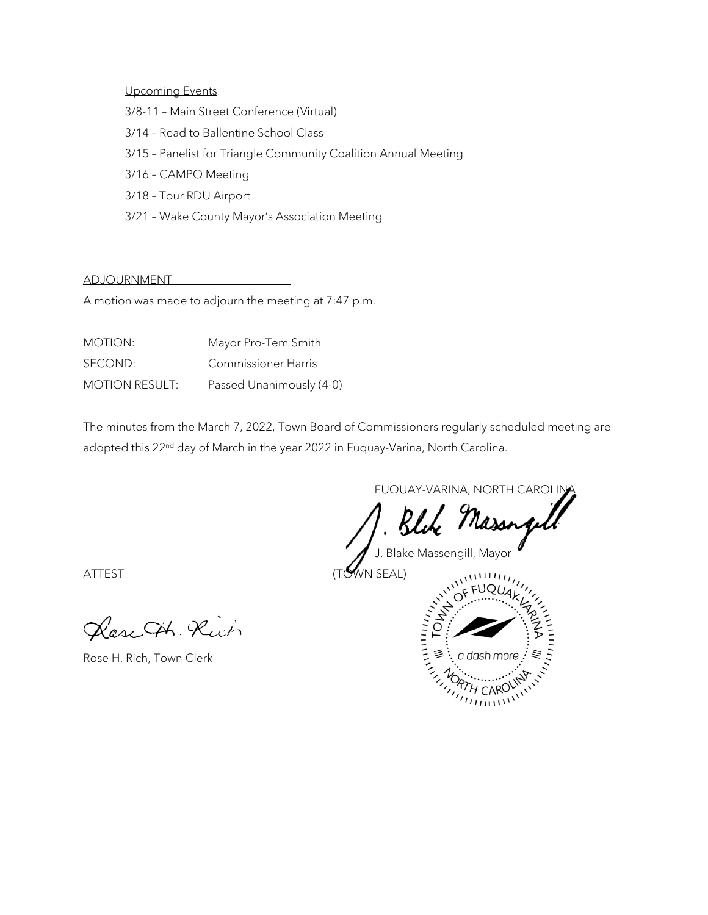Upcoming Events

3/8-11 – Main Street Conference (Virtual)

3/14 – Read to Ballentine School Class

3/15 – Panelist for Triangle Community Coalition Annual Meeting

3/16 – CAMPO Meeting

3/18 – Tour RDU Airport

3/21 – Wake County Mayor's Association Meeting

ADJOURNMENT

A motion was made to adjourn the meeting at 7:47 p.m.

| | |
|---|---|
| MOTION: | Mayor Pro-Tem Smith |
| SECOND: | Commissioner Harris |
| MOTION RESULT: | Passed Unanimously (4-0) |

The minutes from the March 7, 2022, Town Board of Commissioners regularly scheduled meeting are adopted this 22nd day of March in the year 2022 in Fuquay-Varina, North Carolina.

FUQUAY-VARINA, NORTH CAROLINA

J. Blake Massengill, Mayor

ATTEST

(TOWN SEAL)

Rose H. Rich, Town Clerk